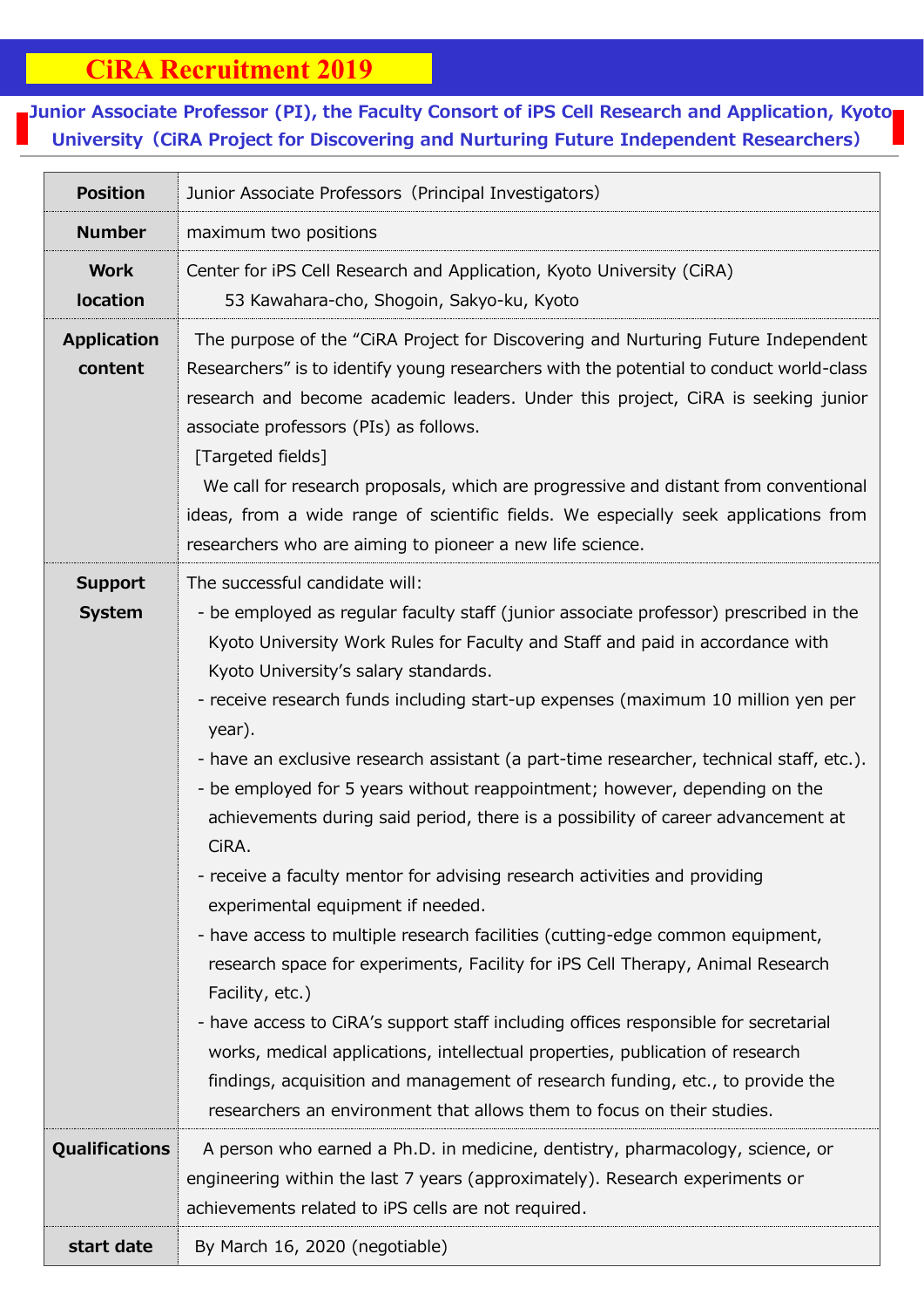# CiRA Recruitment 2019

## Junior Associate Professor (PI), the Faculty Consort of iPS Cell Research and Application, Kyoto University（CiRA Project for Discovering and Nurturing Future Independent Researchers）

| | |
|---|---|
| **Position** | Junior Associate Professors（Principal Investigators） |
| **Number** | maximum two positions |
| **Work location** | Center for iPS Cell Research and Application, Kyoto University (CiRA)<br>53 Kawahara-cho, Shogoin, Sakyo-ku, Kyoto |
| **Application content** | The purpose of the "CiRA Project for Discovering and Nurturing Future Independent Researchers" is to identify young researchers with the potential to conduct world-class research and become academic leaders. Under this project, CiRA is seeking junior associate professors (PIs) as follows.<br>[Targeted fields]<br>We call for research proposals, which are progressive and distant from conventional ideas, from a wide range of scientific fields. We especially seek applications from researchers who are aiming to pioneer a new life science. |
| **Support System** | The successful candidate will:<br>- be employed as regular faculty staff (junior associate professor) prescribed in the Kyoto University Work Rules for Faculty and Staff and paid in accordance with Kyoto University's salary standards.<br>- receive research funds including start-up expenses (maximum 10 million yen per year).<br>- have an exclusive research assistant (a part-time researcher, technical staff, etc.).<br>- be employed for 5 years without reappointment; however, depending on the achievements during said period, there is a possibility of career advancement at CiRA.<br>- receive a faculty mentor for advising research activities and providing experimental equipment if needed.<br>- have access to multiple research facilities (cutting-edge common equipment, research space for experiments, Facility for iPS Cell Therapy, Animal Research Facility, etc.)<br>- have access to CiRA's support staff including offices responsible for secretarial works, medical applications, intellectual properties, publication of research findings, acquisition and management of research funding, etc., to provide the researchers an environment that allows them to focus on their studies. |
| **Qualifications** | A person who earned a Ph.D. in medicine, dentistry, pharmacology, science, or engineering within the last 7 years (approximately). Research experiments or achievements related to iPS cells are not required. |
| **start date** | By March 16, 2020 (negotiable) |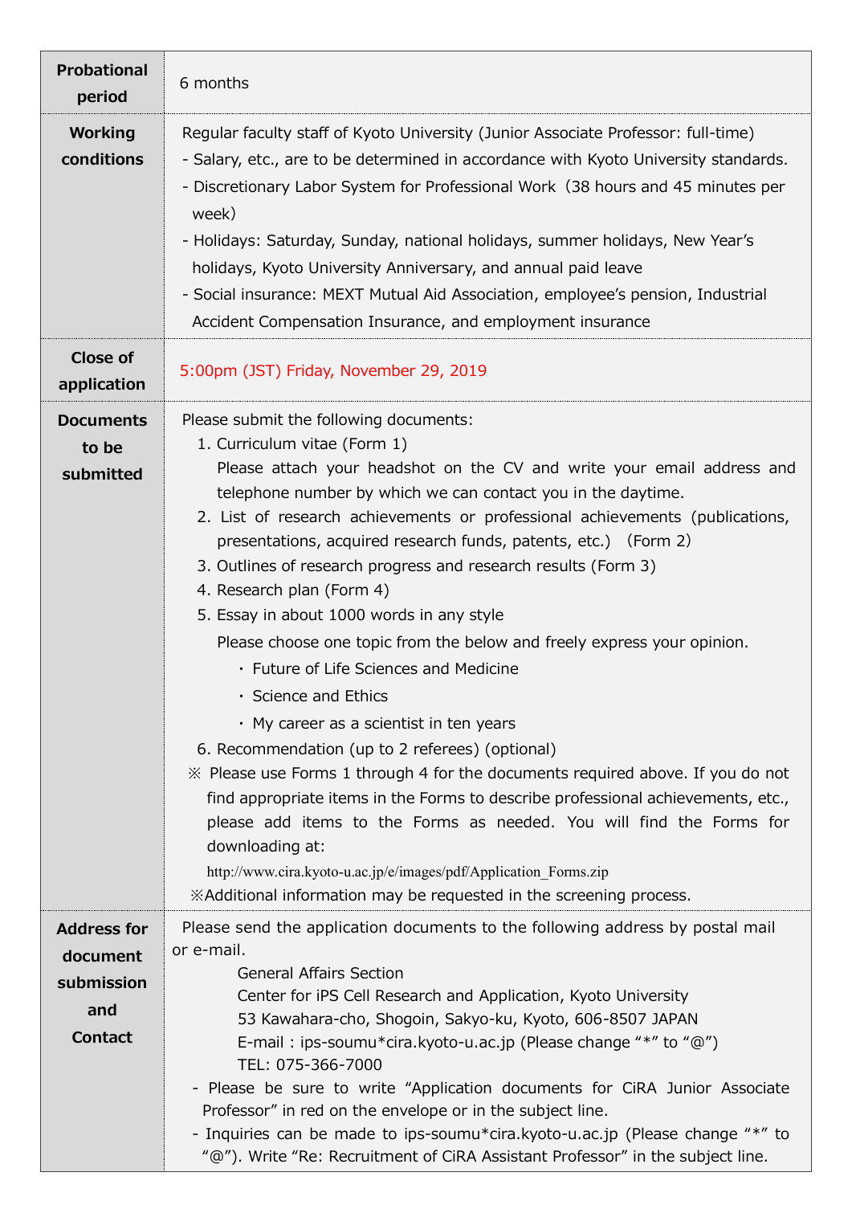| | |
|---|---|
| **Probational period** | 6 months |
| **Working conditions** | Regular faculty staff of Kyoto University (Junior Associate Professor: full-time)<br>- Salary, etc., are to be determined in accordance with Kyoto University standards.<br>- Discretionary Labor System for Professional Work（38 hours and 45 minutes per week）<br>- Holidays: Saturday, Sunday, national holidays, summer holidays, New Year's holidays, Kyoto University Anniversary, and annual paid leave<br>- Social insurance: MEXT Mutual Aid Association, employee's pension, Industrial Accident Compensation Insurance, and employment insurance |
| **Close of application** | 5:00pm (JST) Friday, November 29, 2019 |
| **Documents to be submitted** | Please submit the following documents:<br>1. Curriculum vitae (Form 1)<br>Please attach your headshot on the CV and write your email address and telephone number by which we can contact you in the daytime.<br>2. List of research achievements or professional achievements (publications, presentations, acquired research funds, patents, etc.)（Form 2）<br>3. Outlines of research progress and research results (Form 3)<br>4. Research plan (Form 4)<br>5. Essay in about 1000 words in any style<br>Please choose one topic from the below and freely express your opinion.<br>・ Future of Life Sciences and Medicine<br>・ Science and Ethics<br>・ My career as a scientist in ten years<br>6. Recommendation (up to 2 referees) (optional)<br>※ Please use Forms 1 through 4 for the documents required above. If you do not find appropriate items in the Forms to describe professional achievements, etc., please add items to the Forms as needed. You will find the Forms for downloading at:<br>http://www.cira.kyoto-u.ac.jp/e/images/pdf/Application_Forms.zip<br>※Additional information may be requested in the screening process. |
| **Address for document submission and Contact** | Please send the application documents to the following address by postal mail or e-mail.<br>General Affairs Section<br>Center for iPS Cell Research and Application, Kyoto University<br>53 Kawahara-cho, Shogoin, Sakyo-ku, Kyoto, 606-8507 JAPAN<br>E-mail : ips-soumu*cira.kyoto-u.ac.jp (Please change "*" to "@")<br>TEL: 075-366-7000<br>- Please be sure to write "Application documents for CiRA Junior Associate Professor" in red on the envelope or in the subject line.<br>- Inquiries can be made to ips-soumu*cira.kyoto-u.ac.jp (Please change "*" to "@"). Write "Re: Recruitment of CiRA Assistant Professor" in the subject line. |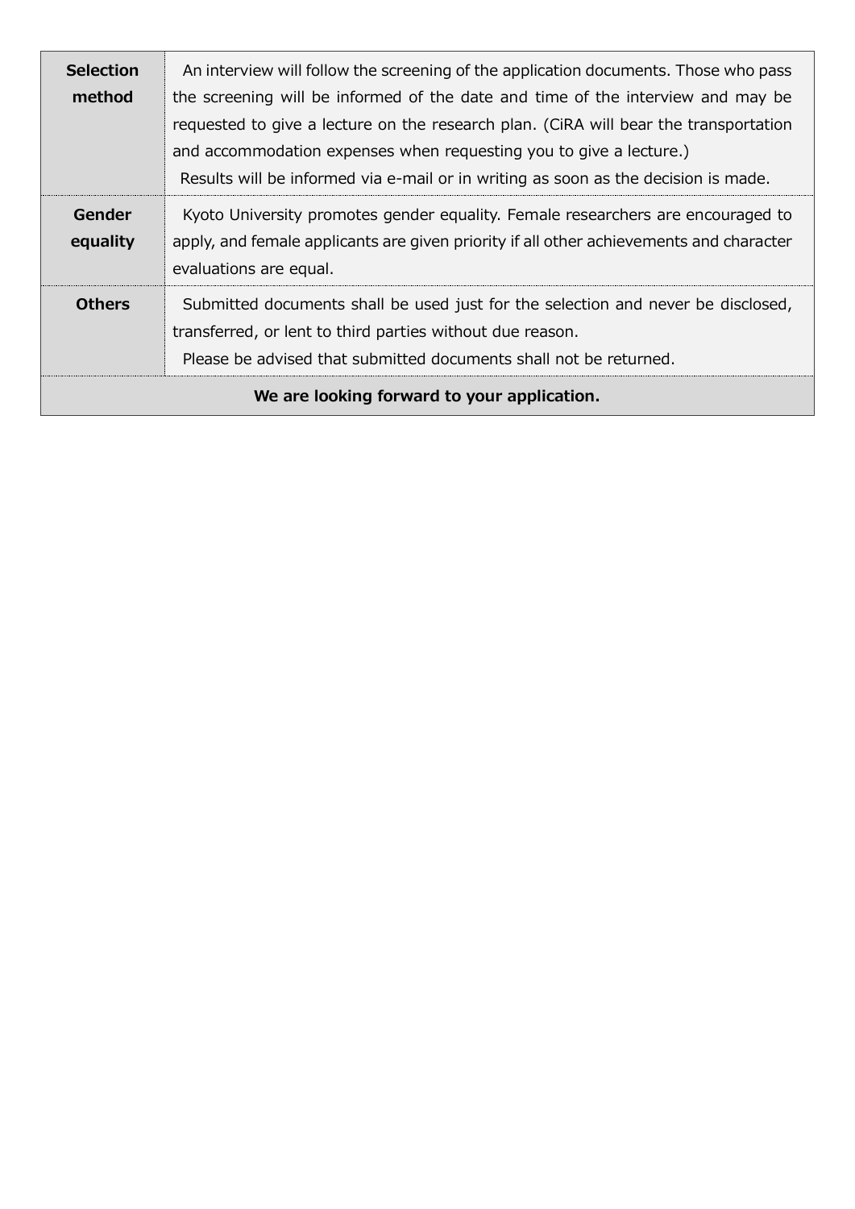| | |
|---|---|
| **Selection method** | An interview will follow the screening of the application documents. Those who pass the screening will be informed of the date and time of the interview and may be requested to give a lecture on the research plan. (CiRA will bear the transportation and accommodation expenses when requesting you to give a lecture.)<br>Results will be informed via e-mail or in writing as soon as the decision is made. |
| **Gender equality** | Kyoto University promotes gender equality. Female researchers are encouraged to apply, and female applicants are given priority if all other achievements and character evaluations are equal. |
| **Others** | Submitted documents shall be used just for the selection and never be disclosed, transferred, or lent to third parties without due reason.<br>Please be advised that submitted documents shall not be returned. |
| **We are looking forward to your application.** | |